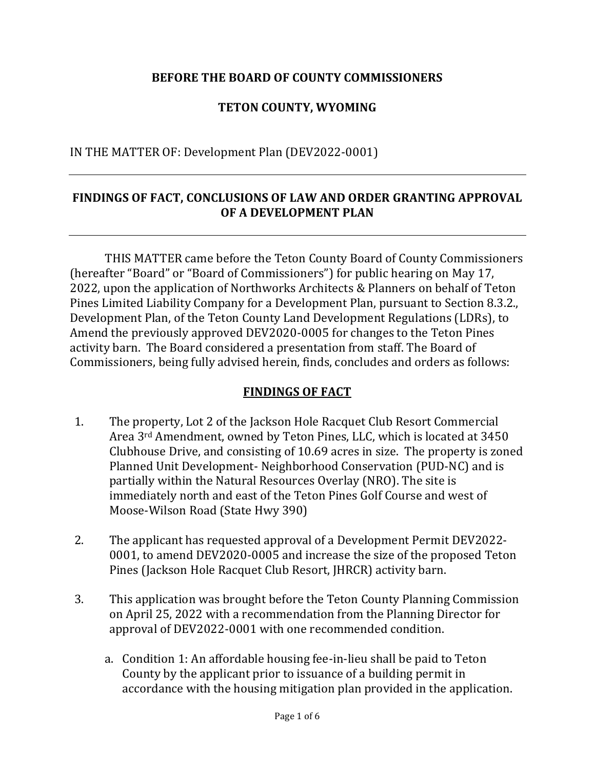**BEFORE THE BOARD OF COUNTY COMMISSIONERS**

**TETON COUNTY, WYOMING**

IN THE MATTER OF: Development Plan (DEV2022-0001)

---

**FINDINGS OF FACT, CONCLUSIONS OF LAW AND ORDER GRANTING APPROVAL OF A DEVELOPMENT PLAN**

---

THIS MATTER came before the Teton County Board of County Commissioners (hereafter "Board" or "Board of Commissioners") for public hearing on May 17, 2022, upon the application of Northworks Architects & Planners on behalf of Teton Pines Limited Liability Company for a Development Plan, pursuant to Section 8.3.2., Development Plan, of the Teton County Land Development Regulations (LDRs), to Amend the previously approved DEV2020-0005 for changes to the Teton Pines activity barn. The Board considered a presentation from staff. The Board of Commissioners, being fully advised herein, finds, concludes and orders as follows:

## FINDINGS OF FACT

1. The property, Lot 2 of the Jackson Hole Racquet Club Resort Commercial Area 3rd Amendment, owned by Teton Pines, LLC, which is located at 3450 Clubhouse Drive, and consisting of 10.69 acres in size. The property is zoned Planned Unit Development- Neighborhood Conservation (PUD-NC) and is partially within the Natural Resources Overlay (NRO). The site is immediately north and east of the Teton Pines Golf Course and west of Moose-Wilson Road (State Hwy 390)

2. The applicant has requested approval of a Development Permit DEV2022-0001, to amend DEV2020-0005 and increase the size of the proposed Teton Pines (Jackson Hole Racquet Club Resort, JHRCR) activity barn.

3. This application was brought before the Teton County Planning Commission on April 25, 2022 with a recommendation from the Planning Director for approval of DEV2022-0001 with one recommended condition.

   a. Condition 1: An affordable housing fee-in-lieu shall be paid to Teton County by the applicant prior to issuance of a building permit in accordance with the housing mitigation plan provided in the application.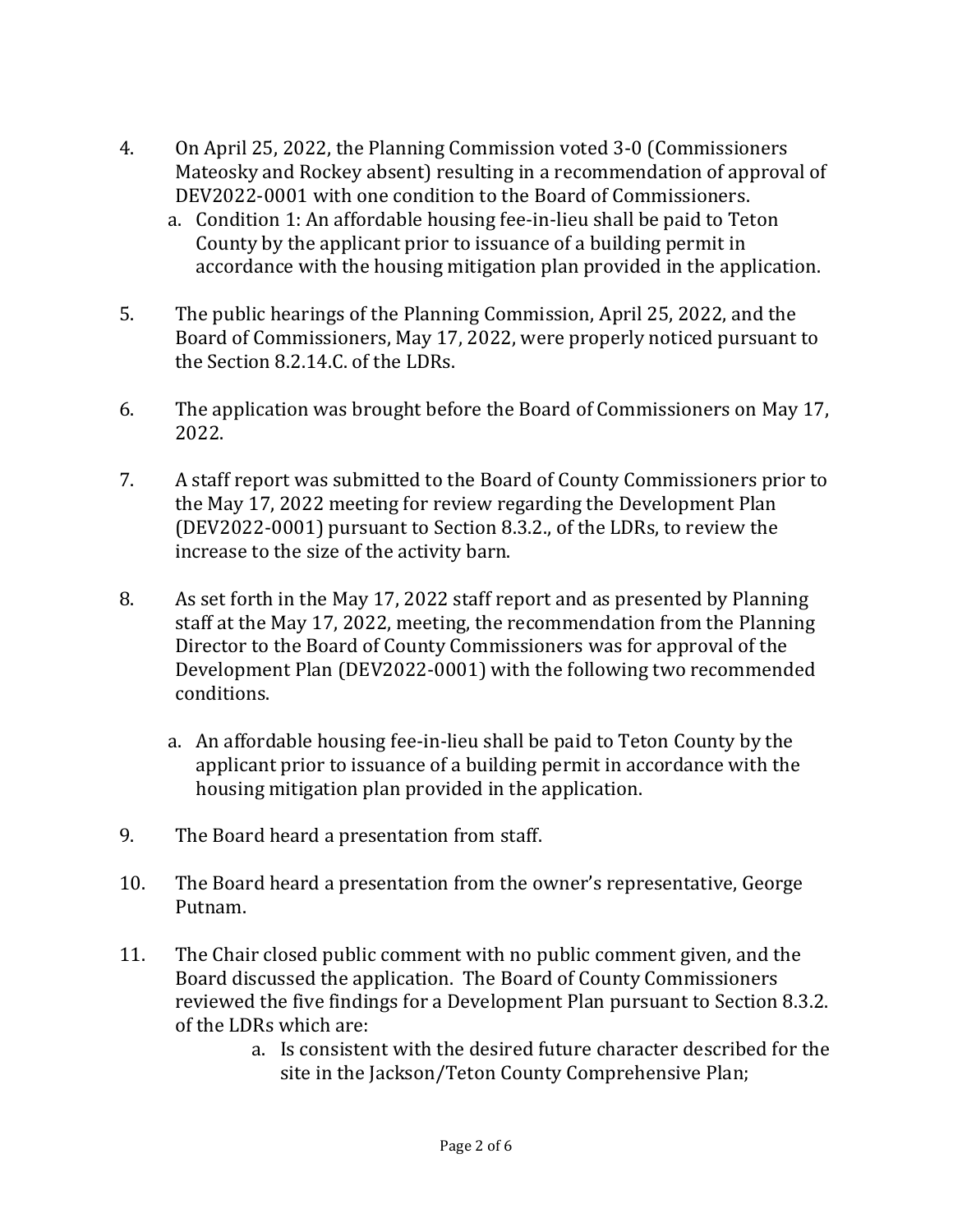4. On April 25, 2022, the Planning Commission voted 3-0 (Commissioners Mateosky and Rockey absent) resulting in a recommendation of approval of DEV2022-0001 with one condition to the Board of Commissioners.
   a. Condition 1: An affordable housing fee-in-lieu shall be paid to Teton County by the applicant prior to issuance of a building permit in accordance with the housing mitigation plan provided in the application.

5. The public hearings of the Planning Commission, April 25, 2022, and the Board of Commissioners, May 17, 2022, were properly noticed pursuant to the Section 8.2.14.C. of the LDRs.

6. The application was brought before the Board of Commissioners on May 17, 2022.

7. A staff report was submitted to the Board of County Commissioners prior to the May 17, 2022 meeting for review regarding the Development Plan (DEV2022-0001) pursuant to Section 8.3.2., of the LDRs, to review the increase to the size of the activity barn.

8. As set forth in the May 17, 2022 staff report and as presented by Planning staff at the May 17, 2022, meeting, the recommendation from the Planning Director to the Board of County Commissioners was for approval of the Development Plan (DEV2022-0001) with the following two recommended conditions.

   a. An affordable housing fee-in-lieu shall be paid to Teton County by the applicant prior to issuance of a building permit in accordance with the housing mitigation plan provided in the application.

9. The Board heard a presentation from staff.

10. The Board heard a presentation from the owner's representative, George Putnam.

11. The Chair closed public comment with no public comment given, and the Board discussed the application. The Board of County Commissioners reviewed the five findings for a Development Plan pursuant to Section 8.3.2. of the LDRs which are:
    a. Is consistent with the desired future character described for the site in the Jackson/Teton County Comprehensive Plan;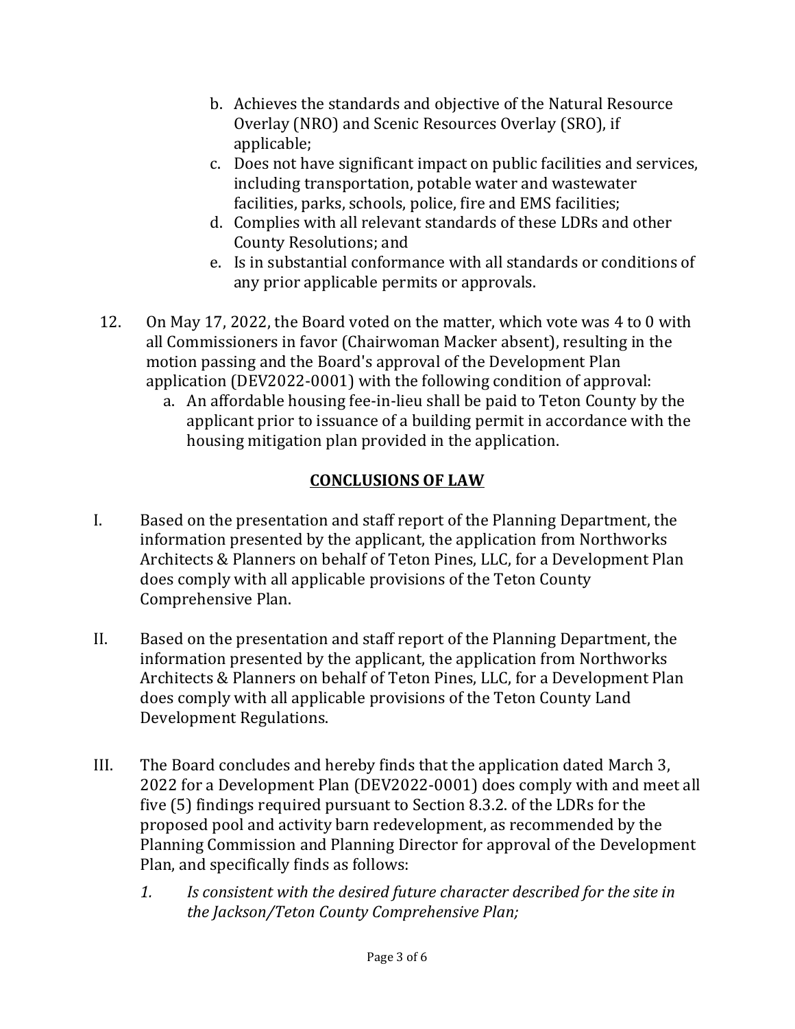b. Achieves the standards and objective of the Natural Resource Overlay (NRO) and Scenic Resources Overlay (SRO), if applicable;
c. Does not have significant impact on public facilities and services, including transportation, potable water and wastewater facilities, parks, schools, police, fire and EMS facilities;
d. Complies with all relevant standards of these LDRs and other County Resolutions; and
e. Is in substantial conformance with all standards or conditions of any prior applicable permits or approvals.

12. On May 17, 2022, the Board voted on the matter, which vote was 4 to 0 with all Commissioners in favor (Chairwoman Macker absent), resulting in the motion passing and the Board's approval of the Development Plan application (DEV2022-0001) with the following condition of approval:
    a. An affordable housing fee-in-lieu shall be paid to Teton County by the applicant prior to issuance of a building permit in accordance with the housing mitigation plan provided in the application.

## **CONCLUSIONS OF LAW**

I. Based on the presentation and staff report of the Planning Department, the information presented by the applicant, the application from Northworks Architects & Planners on behalf of Teton Pines, LLC, for a Development Plan does comply with all applicable provisions of the Teton County Comprehensive Plan.

II. Based on the presentation and staff report of the Planning Department, the information presented by the applicant, the application from Northworks Architects & Planners on behalf of Teton Pines, LLC, for a Development Plan does comply with all applicable provisions of the Teton County Land Development Regulations.

III. The Board concludes and hereby finds that the application dated March 3, 2022 for a Development Plan (DEV2022-0001) does comply with and meet all five (5) findings required pursuant to Section 8.3.2. of the LDRs for the proposed pool and activity barn redevelopment, as recommended by the Planning Commission and Planning Director for approval of the Development Plan, and specifically finds as follows:

    1. *Is consistent with the desired future character described for the site in the Jackson/Teton County Comprehensive Plan;*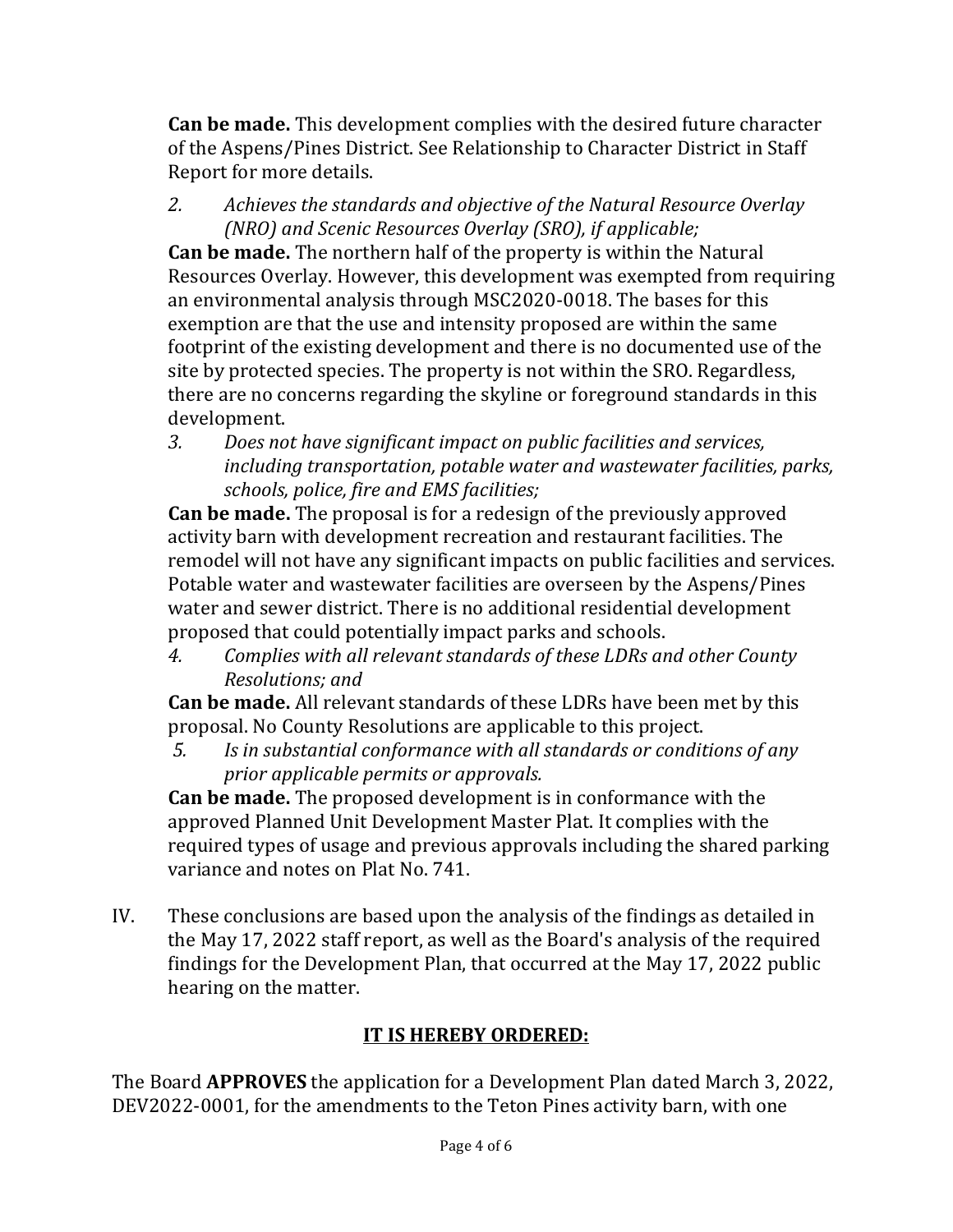**Can be made.** This development complies with the desired future character of the Aspens/Pines District. See Relationship to Character District in Staff Report for more details.

2. *Achieves the standards and objective of the Natural Resource Overlay (NRO) and Scenic Resources Overlay (SRO), if applicable;*

**Can be made.** The northern half of the property is within the Natural Resources Overlay. However, this development was exempted from requiring an environmental analysis through MSC2020-0018. The bases for this exemption are that the use and intensity proposed are within the same footprint of the existing development and there is no documented use of the site by protected species. The property is not within the SRO. Regardless, there are no concerns regarding the skyline or foreground standards in this development.

3. *Does not have significant impact on public facilities and services, including transportation, potable water and wastewater facilities, parks, schools, police, fire and EMS facilities;*

**Can be made.** The proposal is for a redesign of the previously approved activity barn with development recreation and restaurant facilities. The remodel will not have any significant impacts on public facilities and services. Potable water and wastewater facilities are overseen by the Aspens/Pines water and sewer district. There is no additional residential development proposed that could potentially impact parks and schools.

4. *Complies with all relevant standards of these LDRs and other County Resolutions; and*

**Can be made.** All relevant standards of these LDRs have been met by this proposal. No County Resolutions are applicable to this project.

5. *Is in substantial conformance with all standards or conditions of any prior applicable permits or approvals.*

**Can be made.** The proposed development is in conformance with the approved Planned Unit Development Master Plat. It complies with the required types of usage and previous approvals including the shared parking variance and notes on Plat No. 741.

IV. These conclusions are based upon the analysis of the findings as detailed in the May 17, 2022 staff report, as well as the Board's analysis of the required findings for the Development Plan, that occurred at the May 17, 2022 public hearing on the matter.

## IT IS HEREBY ORDERED:

The Board **APPROVES** the application for a Development Plan dated March 3, 2022, DEV2022-0001, for the amendments to the Teton Pines activity barn, with one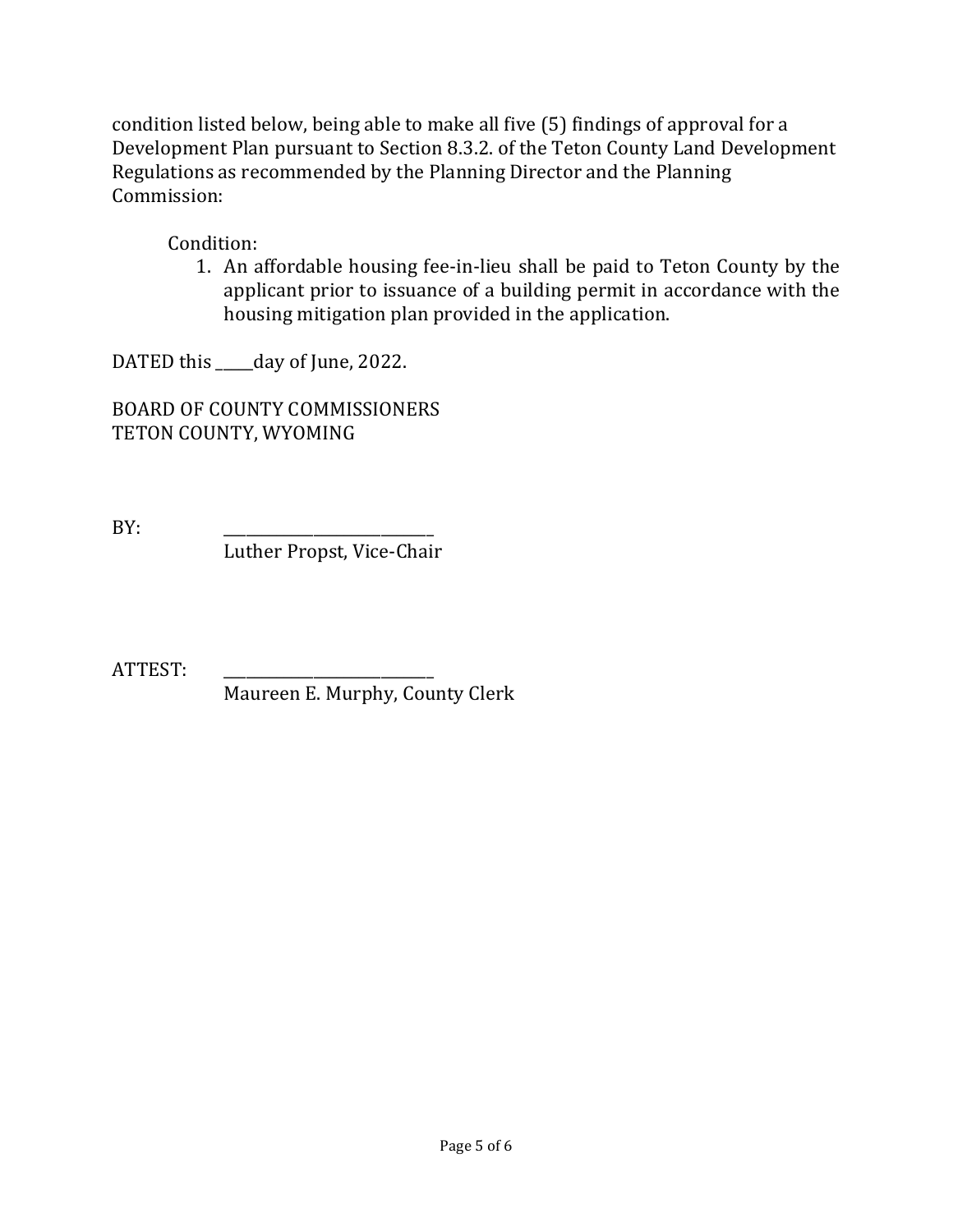condition listed below, being able to make all five (5) findings of approval for a Development Plan pursuant to Section 8.3.2. of the Teton County Land Development Regulations as recommended by the Planning Director and the Planning Commission:

Condition:

1. An affordable housing fee-in-lieu shall be paid to Teton County by the applicant prior to issuance of a building permit in accordance with the housing mitigation plan provided in the application.

DATED this _____day of June, 2022.

BOARD OF COUNTY COMMISSIONERS
TETON COUNTY, WYOMING

BY: ____________________________
Luther Propst, Vice-Chair

ATTEST: ____________________________
Maureen E. Murphy, County Clerk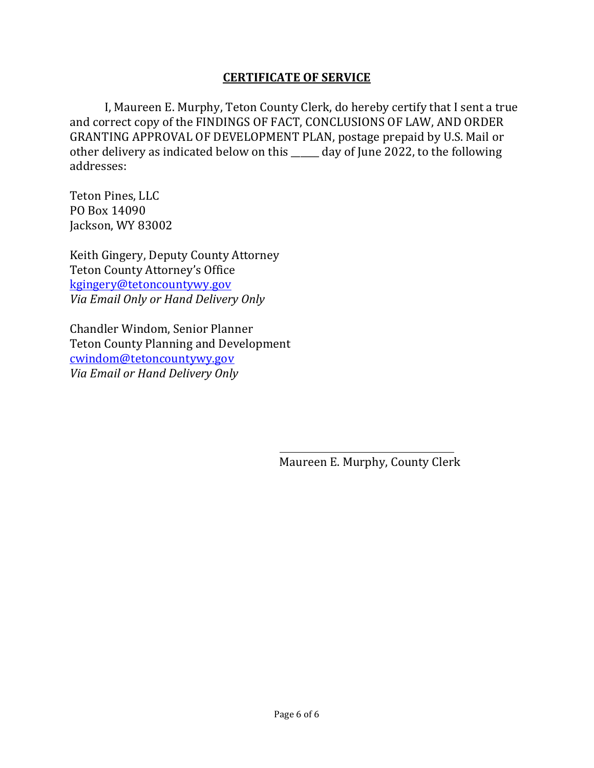**CERTIFICATE OF SERVICE**

I, Maureen E. Murphy, Teton County Clerk, do hereby certify that I sent a true and correct copy of the FINDINGS OF FACT, CONCLUSIONS OF LAW, AND ORDER GRANTING APPROVAL OF DEVELOPMENT PLAN, postage prepaid by U.S. Mail or other delivery as indicated below on this _____ day of June 2022, to the following addresses:

Teton Pines, LLC
PO Box 14090
Jackson, WY 83002

Keith Gingery, Deputy County Attorney
Teton County Attorney's Office
kgingery@tetoncountywy.gov
*Via Email Only or Hand Delivery Only*

Chandler Windom, Senior Planner
Teton County Planning and Development
cwindom@tetoncountywy.gov
*Via Email or Hand Delivery Only*

_______________________________
Maureen E. Murphy, County Clerk